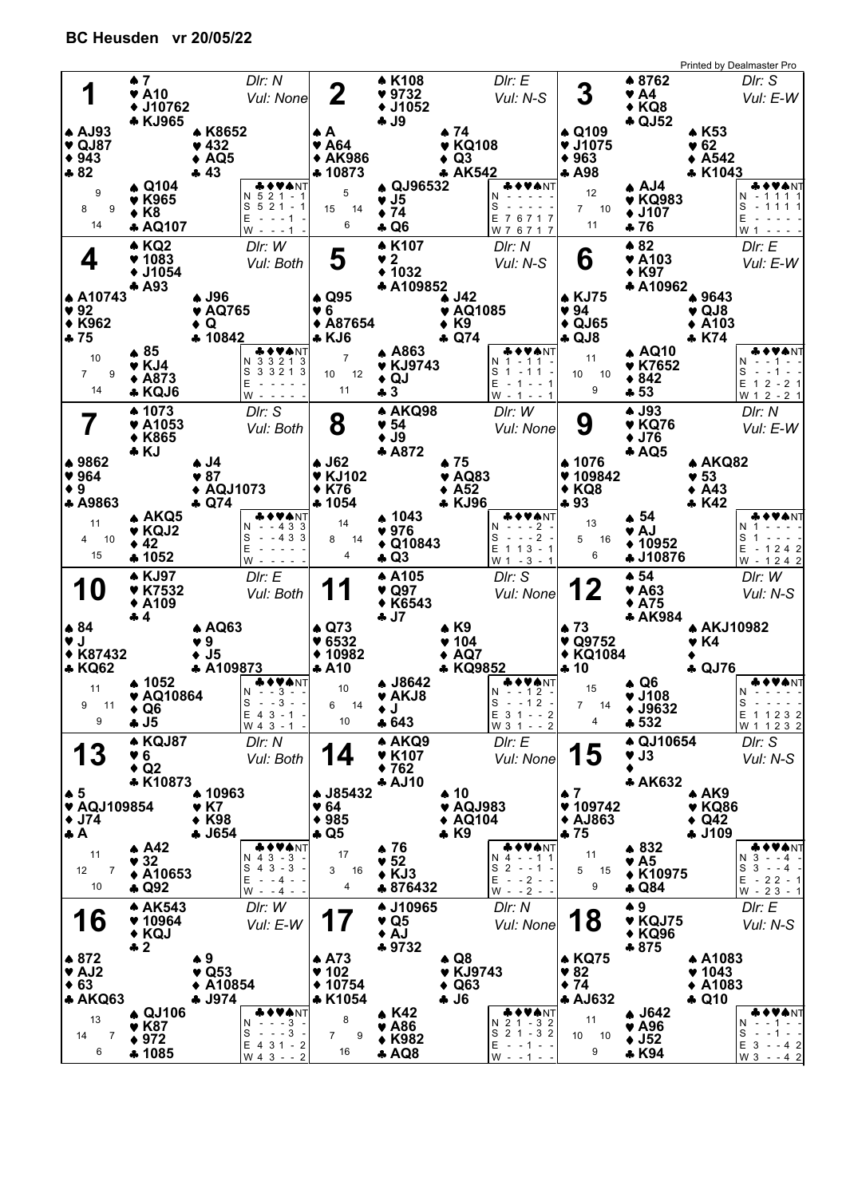# BC Heusden vr 20/05/22

## Board 1
Dlr: N — Vul: None

| Seat | ♠ | ♥ | ♦ | ♣ |
|---|---|---|---|---|
| North | 7 | A10 | J10762 | KJ965 |
| West | AJ93 | QJ87 | 943 | 82 |
| East | K8652 | 432 | AQ5 | 43 |
| South | Q104 | K965 | K8 | AQ107 |

HCP: N 9, W 8, E 9, S 14

| | ♣ | ♦ | ♥ | ♠ | NT |
|---|---|---|---|---|---|
| N | 5 | 2 | 1 | - | 1 |
| S | 5 | 2 | 1 | - | 1 |
| E | - | - | - | 1 | - |
| W | - | - | - | 1 | - |

## Board 2
Dlr: E — Vul: N-S

| Seat | ♠ | ♥ | ♦ | ♣ |
|---|---|---|---|---|
| North | K108 | 9732 | J1052 | J9 |
| West | A | A64 | AK986 | 10873 |
| East | 74 | KQ108 | Q3 | AK542 |
| South | QJ96532 | J5 | 74 | Q6 |

HCP: N 5, W 15, E 14, S 6

| | ♣ | ♦ | ♥ | ♠ | NT |
|---|---|---|---|---|---|
| N | - | - | - | - | - |
| S | - | - | - | - | - |
| E | 7 | 6 | 7 | 1 | 7 |
| W | 7 | 6 | 7 | 1 | 7 |

## Board 3
Dlr: S — Vul: E-W

| Seat | ♠ | ♥ | ♦ | ♣ |
|---|---|---|---|---|
| North | 8762 | A4 | KQ8 | QJ52 |
| West | Q109 | J1075 | 963 | A98 |
| East | K53 | 62 | A542 | K1043 |
| South | AJ4 | KQ983 | J107 | 76 |

HCP: N 12, W 7, E 10, S 11

| | ♣ | ♦ | ♥ | ♠ | NT |
|---|---|---|---|---|---|
| N | - | 1 | 1 | 1 | 1 |
| S | - | 1 | 1 | 1 | 1 |
| E | - | - | - | - | - |
| W | 1 | - | - | - | - |

## Board 4
Dlr: W — Vul: Both

| Seat | ♠ | ♥ | ♦ | ♣ |
|---|---|---|---|---|
| North | KQ2 | 1083 | J1054 | A93 |
| West | A10743 | 92 | K962 | 75 |
| East | J96 | AQ765 | Q | 10842 |
| South | 85 | KJ4 | A873 | KQJ6 |

HCP: N 10, W 7, E 9, S 14

| | ♣ | ♦ | ♥ | ♠ | NT |
|---|---|---|---|---|---|
| N | 3 | 3 | 2 | 1 | 3 |
| S | 3 | 3 | 2 | 1 | 3 |
| E | - | - | - | - | - |
| W | - | - | - | - | - |

## Board 5
Dlr: N — Vul: N-S

| Seat | ♠ | ♥ | ♦ | ♣ |
|---|---|---|---|---|
| North | K107 | 2 | 1032 | A109852 |
| West | Q95 | 6 | A87654 | KJ6 |
| East | J42 | AQ1085 | K9 | Q74 |
| South | A863 | KJ9743 | QJ | 3 |

HCP: N 7, W 10, E 12, S 11

| | ♣ | ♦ | ♥ | ♠ | NT |
|---|---|---|---|---|---|
| N | 1 | - | 1 | 1 | - |
| S | 1 | - | 1 | 1 | - |
| E | - | 1 | - | - | 1 |
| W | - | 1 | - | - | 1 |

## Board 6
Dlr: E — Vul: E-W

| Seat | ♠ | ♥ | ♦ | ♣ |
|---|---|---|---|---|
| North | 82 | A103 | K97 | A10962 |
| West | KJ75 | 94 | QJ65 | QJ8 |
| East | 9643 | QJ8 | A103 | K74 |
| South | AQ10 | K7652 | 842 | 53 |

HCP: N 11, W 10, E 10, S 9

| | ♣ | ♦ | ♥ | ♠ | NT |
|---|---|---|---|---|---|
| N | - | - | 1 | - | - |
| S | - | - | 1 | - | - |
| E | 1 | 2 | - | 2 | 1 |
| W | 1 | 2 | - | 2 | 1 |

## Board 7
Dlr: S — Vul: Both

| Seat | ♠ | ♥ | ♦ | ♣ |
|---|---|---|---|---|
| North | 1073 | A1053 | K865 | KJ |
| West | 9862 | 964 | 9 | A9863 |
| East | J4 | 87 | AQJ1073 | Q74 |
| South | AKQ5 | KQJ2 | 42 | 1052 |

HCP: N 11, W 4, E 10, S 15

| | ♣ | ♦ | ♥ | ♠ | NT |
|---|---|---|---|---|---|
| N | - | - | 4 | 3 | 3 |
| S | - | - | 4 | 3 | 3 |
| E | - | - | - | - | - |
| W | - | - | - | - | - |

## Board 8
Dlr: W — Vul: None

| Seat | ♠ | ♥ | ♦ | ♣ |
|---|---|---|---|---|
| North | AKQ98 | 54 | J9 | A872 |
| West | J62 | KJ102 | K76 | 1054 |
| East | 75 | AQ83 | A52 | KJ96 |
| South | 1043 | 976 | Q10843 | Q3 |

HCP: N 14, W 8, E 14, S 4

| | ♣ | ♦ | ♥ | ♠ | NT |
|---|---|---|---|---|---|
| N | - | - | - | 2 | - |
| S | - | - | - | 2 | - |
| E | 1 | 1 | 3 | - | 1 |
| W | 1 | - | 3 | - | 1 |

## Board 9
Dlr: N — Vul: E-W

| Seat | ♠ | ♥ | ♦ | ♣ |
|---|---|---|---|---|
| North | J93 | KQ76 | J76 | AQ5 |
| West | 1076 | 109842 | KQ8 | 93 |
| East | AKQ82 | 53 | A43 | K42 |
| South | 54 | AJ | 10952 | J10876 |

HCP: N 13, W 5, E 16, S 6

| | ♣ | ♦ | ♥ | ♠ | NT |
|---|---|---|---|---|---|
| N | 1 | - | - | - | - |
| S | 1 | - | - | - | - |
| E | - | 1 | 2 | 4 | 2 |
| W | - | 1 | 2 | 4 | 2 |

## Board 10
Dlr: E — Vul: Both

| Seat | ♠ | ♥ | ♦ | ♣ |
|---|---|---|---|---|
| North | KJ97 | K7532 | A109 | 4 |
| West | 84 | J | K87432 | KQ62 |
| East | AQ63 | 9 | J5 | A109873 |
| South | 1052 | AQ10864 | Q6 | J5 |

HCP: N 11, W 9, E 11, S 9

| | ♣ | ♦ | ♥ | ♠ | NT |
|---|---|---|---|---|---|
| N | - | - | 3 | - | - |
| S | - | - | 3 | - | - |
| E | 4 | 3 | - | 1 | - |
| W | 4 | 3 | - | 1 | - |

## Board 11
Dlr: S — Vul: None

| Seat | ♠ | ♥ | ♦ | ♣ |
|---|---|---|---|---|
| North | A105 | Q97 | K6543 | J7 |
| West | Q73 | 6532 | 10982 | A10 |
| East | K9 | 104 | AQ7 | KQ9852 |
| South | J8642 | AKJ8 | J | 643 |

HCP: N 10, W 6, E 14, S 10

| | ♣ | ♦ | ♥ | ♠ | NT |
|---|---|---|---|---|---|
| N | - | - | 1 | 2 | - |
| S | - | - | 1 | 2 | - |
| E | 3 | 1 | - | - | 2 |
| W | 3 | 1 | - | - | 2 |

## Board 12
Dlr: W — Vul: N-S

| Seat | ♠ | ♥ | ♦ | ♣ |
|---|---|---|---|---|
| North | 54 | A63 | A75 | AK984 |
| West | 73 | Q9752 | KQ1084 | 10 |
| East | AKJ10982 | K4 | | QJ76 |
| South | Q6 | J108 | J9632 | 532 |

HCP: N 15, W 7, E 14, S 4

| | ♣ | ♦ | ♥ | ♠ | NT |
|---|---|---|---|---|---|
| N | - | - | - | - | - |
| S | - | - | - | - | - |
| E | 1 | 1 | 2 | 3 | 2 |
| W | 1 | 1 | 2 | 3 | 2 |

## Board 13
Dlr: N — Vul: Both

| Seat | ♠ | ♥ | ♦ | ♣ |
|---|---|---|---|---|
| North | KQJ87 | 6 | Q2 | K10873 |
| West | 5 | AQJ109854 | J74 | A |
| East | 10963 | K7 | K98 | J654 |
| South | A42 | 32 | A10653 | Q92 |

HCP: N 11, W 12, E 7, S 10

| | ♣ | ♦ | ♥ | ♠ | NT |
|---|---|---|---|---|---|
| N | 4 | 3 | - | 3 | - |
| S | 4 | 3 | - | 3 | - |
| E | - | - | 4 | - | - |
| W | - | - | 4 | - | - |

## Board 14
Dlr: E — Vul: None

| Seat | ♠ | ♥ | ♦ | ♣ |
|---|---|---|---|---|
| North | AKQ9 | K107 | 762 | AJ10 |
| West | J85432 | 64 | 985 | Q5 |
| East | 10 | AQJ983 | AQ104 | K9 |
| South | 76 | 52 | KJ3 | 876432 |

HCP: N 17, W 3, E 16, S 4

| | ♣ | ♦ | ♥ | ♠ | NT |
|---|---|---|---|---|---|
| N | 4 | - | - | 1 | 1 |
| S | 2 | - | - | 1 | - |
| E | - | - | 2 | - | - |
| W | - | - | 2 | - | - |

## Board 15
Dlr: S — Vul: N-S

| Seat | ♠ | ♥ | ♦ | ♣ |
|---|---|---|---|---|
| North | QJ10654 | J3 | | AK632 |
| West | 7 | 109742 | AJ863 | 75 |
| East | AK9 | KQ86 | Q42 | J109 |
| South | 832 | A5 | K10975 | Q84 |

HCP: N 11, W 5, E 15, S 9

| | ♣ | ♦ | ♥ | ♠ | NT |
|---|---|---|---|---|---|
| N | 3 | - | - | 4 | - |
| S | 3 | - | - | 4 | - |
| E | - | 2 | 2 | - | 1 |
| W | - | 2 | 3 | - | 1 |

## Board 16
Dlr: W — Vul: E-W

| Seat | ♠ | ♥ | ♦ | ♣ |
|---|---|---|---|---|
| North | AK543 | 10964 | KQJ | 2 |
| West | 872 | AJ2 | 63 | AKQ63 |
| East | 9 | Q53 | A10854 | J974 |
| South | QJ106 | K87 | 972 | 1085 |

HCP: N 13, W 14, E 7, S 6

| | ♣ | ♦ | ♥ | ♠ | NT |
|---|---|---|---|---|---|
| N | - | - | - | 3 | - |
| S | - | - | - | 3 | - |
| E | 4 | 3 | 1 | - | 2 |
| W | 4 | 3 | - | - | 2 |

## Board 17
Dlr: N — Vul: None

| Seat | ♠ | ♥ | ♦ | ♣ |
|---|---|---|---|---|
| North | J10965 | Q5 | AJ | 9732 |
| West | A73 | 102 | 10754 | K1054 |
| East | Q8 | KJ9743 | Q63 | J6 |
| South | K42 | A86 | K982 | AQ8 |

HCP: N 8, W 7, E 9, S 16

| | ♣ | ♦ | ♥ | ♠ | NT |
|---|---|---|---|---|---|
| N | 2 | 1 | - | 3 | 2 |
| S | 2 | 1 | - | 3 | 2 |
| E | - | - | 1 | - | - |
| W | - | - | 1 | - | - |

## Board 18
Dlr: E — Vul: N-S

| Seat | ♠ | ♥ | ♦ | ♣ |
|---|---|---|---|---|
| North | 9 | KQJ75 | KQ96 | 875 |
| West | KQ75 | 82 | 74 | AJ632 |
| East | A1083 | 1043 | A1083 | Q10 |
| South | J642 | A96 | J52 | K94 |

HCP: N 11, W 10, E 10, S 9

| | ♣ | ♦ | ♥ | ♠ | NT |
|---|---|---|---|---|---|
| N | - | - | 1 | - | - |
| S | - | - | 1 | - | - |
| E | 3 | - | - | 4 | 2 |
| W | 3 | - | - | 4 | 2 |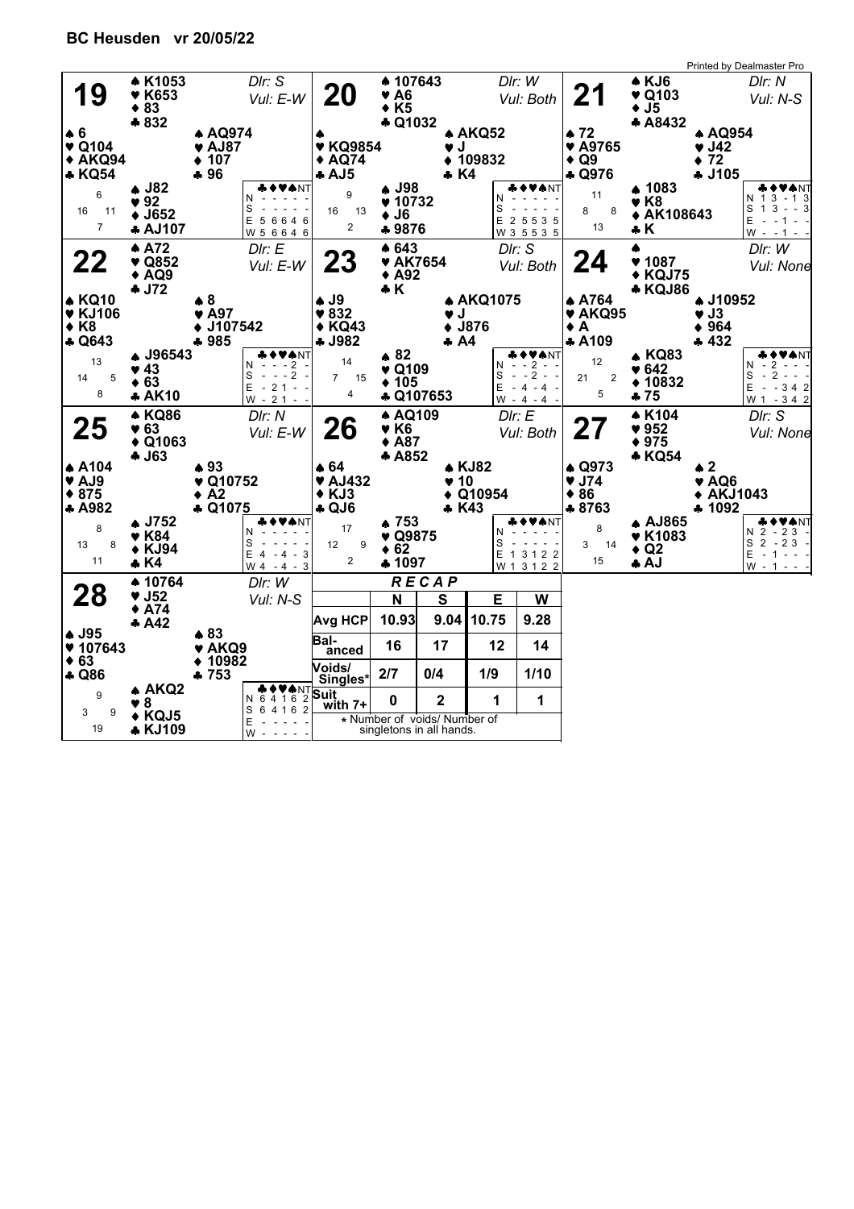## BC Heusden vr 20/05/22

Printed by Dealmaster Pro

### Board 19

Dlr: S — Vul: E-W

| | | |
|---|---|---|
| | North: ♠ K1053 ♥ K653 ♦ 83 ♣ 832 | |
| West: ♠ 6 ♥ Q104 ♦ AKQ94 ♣ KQ54 | | East: ♠ AQ974 ♥ AJ87 ♦ 107 ♣ 96 |
| | South: ♠ J82 ♥ 92 ♦ J652 ♣ AJ107 | |

HCP: N 6, W 16, E 11, S 7

| | ♣ | ♦ | ♥ | ♠ | NT |
|---|---|---|---|---|---|
| N | - | - | - | - | - |
| S | - | - | - | - | - |
| E | 5 | 6 | 6 | 4 | 6 |
| W | 5 | 6 | 6 | 4 | 6 |

### Board 20

Dlr: W — Vul: Both

| | | |
|---|---|---|
| | North: ♠ 107643 ♥ A6 ♦ K5 ♣ Q1032 | |
| West: ♠ — ♥ KQ9854 ♦ AQ74 ♣ AJ5 | | East: ♠ AKQ52 ♥ J ♦ 109832 ♣ K4 |
| | South: ♠ J98 ♥ 10732 ♦ J6 ♣ 9876 | |

HCP: N 9, W 16, E 13, S 2

| | ♣ | ♦ | ♥ | ♠ | NT |
|---|---|---|---|---|---|
| N | - | - | - | - | - |
| S | - | - | - | - | - |
| E | 2 | 5 | 5 | 3 | 5 |
| W | 3 | 5 | 5 | 3 | 5 |

### Board 21

Dlr: N — Vul: N-S

| | | |
|---|---|---|
| | North: ♠ KJ6 ♥ Q103 ♦ J5 ♣ A8432 | |
| West: ♠ 72 ♥ A9765 ♦ Q9 ♣ Q976 | | East: ♠ AQ954 ♥ J42 ♦ 72 ♣ J105 |
| | South: ♠ 1083 ♥ K8 ♦ AK108643 ♣ K | |

HCP: N 11, W 8, E 8, S 13

| | ♣ | ♦ | ♥ | ♠ | NT |
|---|---|---|---|---|---|
| N | 1 | 3 | - | 1 | 3 |
| S | 1 | 3 | - | - | 3 |
| E | - | - | 1 | - | - |
| W | - | - | 1 | - | - |

### Board 22

Dlr: E — Vul: E-W

| | | |
|---|---|---|
| | North: ♠ A72 ♥ Q852 ♦ AQ9 ♣ J72 | |
| West: ♠ KQ10 ♥ KJ106 ♦ K8 ♣ Q643 | | East: ♠ 8 ♥ A97 ♦ J107542 ♣ 985 |
| | South: ♠ J96543 ♥ 43 ♦ 63 ♣ AK10 | |

HCP: N 13, W 14, E 5, S 8

| | ♣ | ♦ | ♥ | ♠ | NT |
|---|---|---|---|---|---|
| N | - | - | - | 2 | - |
| S | - | - | - | 2 | - |
| E | - | 2 | 1 | - | - |
| W | - | 2 | 1 | - | - |

### Board 23

Dlr: S — Vul: Both

| | | |
|---|---|---|
| | North: ♠ 643 ♥ AK7654 ♦ A92 ♣ K | |
| West: ♠ J9 ♥ 832 ♦ KQ43 ♣ J982 | | East: ♠ AKQ1075 ♥ J ♦ J876 ♣ A4 |
| | South: ♠ 82 ♥ Q109 ♦ 105 ♣ Q107653 | |

HCP: N 14, W 7, E 15, S 4

| | ♣ | ♦ | ♥ | ♠ | NT |
|---|---|---|---|---|---|
| N | - | - | 2 | - | - |
| S | - | - | 2 | - | - |
| E | - | 4 | - | 4 | - |
| W | - | 4 | - | 4 | - |

### Board 24

Dlr: W — Vul: None

| | | |
|---|---|---|
| | North: ♠ — ♥ 1087 ♦ KQJ75 ♣ KQJ86 | |
| West: ♠ A764 ♥ AKQ95 ♦ A ♣ A109 | | East: ♠ J10952 ♥ J3 ♦ 964 ♣ 432 |
| | South: ♠ KQ83 ♥ 642 ♦ 10832 ♣ 75 | |

HCP: N 12, W 21, E 2, S 5

| | ♣ | ♦ | ♥ | ♠ | NT |
|---|---|---|---|---|---|
| N | - | 2 | - | - | - |
| S | - | 2 | - | - | - |
| E | - | - | 3 | 4 | 2 |
| W | 1 | - | 3 | 4 | 2 |

### Board 25

Dlr: N — Vul: E-W

| | | |
|---|---|---|
| | North: ♠ KQ86 ♥ 63 ♦ Q1063 ♣ J63 | |
| West: ♠ A104 ♥ AJ9 ♦ 875 ♣ A982 | | East: ♠ 93 ♥ Q10752 ♦ A2 ♣ Q1075 |
| | South: ♠ J752 ♥ K84 ♦ KJ94 ♣ K4 | |

HCP: N 8, W 13, E 8, S 11

| | ♣ | ♦ | ♥ | ♠ | NT |
|---|---|---|---|---|---|
| N | - | - | - | - | - |
| S | - | - | - | - | - |
| E | 4 | - | 4 | - | 3 |
| W | 4 | - | 4 | - | 3 |

### Board 26

Dlr: E — Vul: Both

| | | |
|---|---|---|
| | North: ♠ AQ109 ♥ K6 ♦ A87 ♣ A852 | |
| West: ♠ 64 ♥ AJ432 ♦ KJ3 ♣ QJ6 | | East: ♠ KJ82 ♥ 10 ♦ Q10954 ♣ K43 |
| | South: ♠ 753 ♥ Q9875 ♦ 62 ♣ 1097 | |

HCP: N 17, W 12, E 9, S 2

| | ♣ | ♦ | ♥ | ♠ | NT |
|---|---|---|---|---|---|
| N | - | - | - | - | - |
| S | - | - | - | - | - |
| E | 1 | 3 | 1 | 2 | 2 |
| W | 1 | 3 | 1 | 2 | 2 |

### Board 27

Dlr: S — Vul: None

| | | |
|---|---|---|
| | North: ♠ K104 ♥ 952 ♦ 975 ♣ KQ54 | |
| West: ♠ Q973 ♥ J74 ♦ 86 ♣ 8763 | | East: ♠ 2 ♥ AQ6 ♦ AKJ1043 ♣ 1092 |
| | South: ♠ AJ865 ♥ K1083 ♦ Q2 ♣ AJ | |

HCP: N 8, W 3, E 14, S 15

| | ♣ | ♦ | ♥ | ♠ | NT |
|---|---|---|---|---|---|
| N | 2 | - | 2 | 3 | - |
| S | 2 | - | 2 | 3 | - |
| E | - | 1 | - | - | - |
| W | - | 1 | - | - | - |

### Board 28

Dlr: W — Vul: N-S

| | | |
|---|---|---|
| | North: ♠ 10764 ♥ J52 ♦ A74 ♣ A42 | |
| West: ♠ J95 ♥ 107643 ♦ 63 ♣ Q86 | | East: ♠ 83 ♥ AKQ9 ♦ 10982 ♣ 753 |
| | South: ♠ AKQ2 ♥ 8 ♦ KQJ5 ♣ KJ109 | |

HCP: N 9, W 3, E 9, S 19

| | ♣ | ♦ | ♥ | ♠ | NT |
|---|---|---|---|---|---|
| N | 6 | 4 | 1 | 6 | 2 |
| S | 6 | 4 | 1 | 6 | 2 |
| E | - | - | - | - | - |
| W | - | - | - | - | - |

### RECAP

| | N | S | E | W |
|---|---|---|---|---|
| Avg HCP | 10.93 | 9.04 | 10.75 | 9.28 |
| Balanced | 16 | 17 | 12 | 14 |
| Voids/ Singles* | 2/7 | 0/4 | 1/9 | 1/10 |
| Suit with 7+ | 0 | 2 | 1 | 1 |

\* Number of voids/ Number of singletons in all hands.